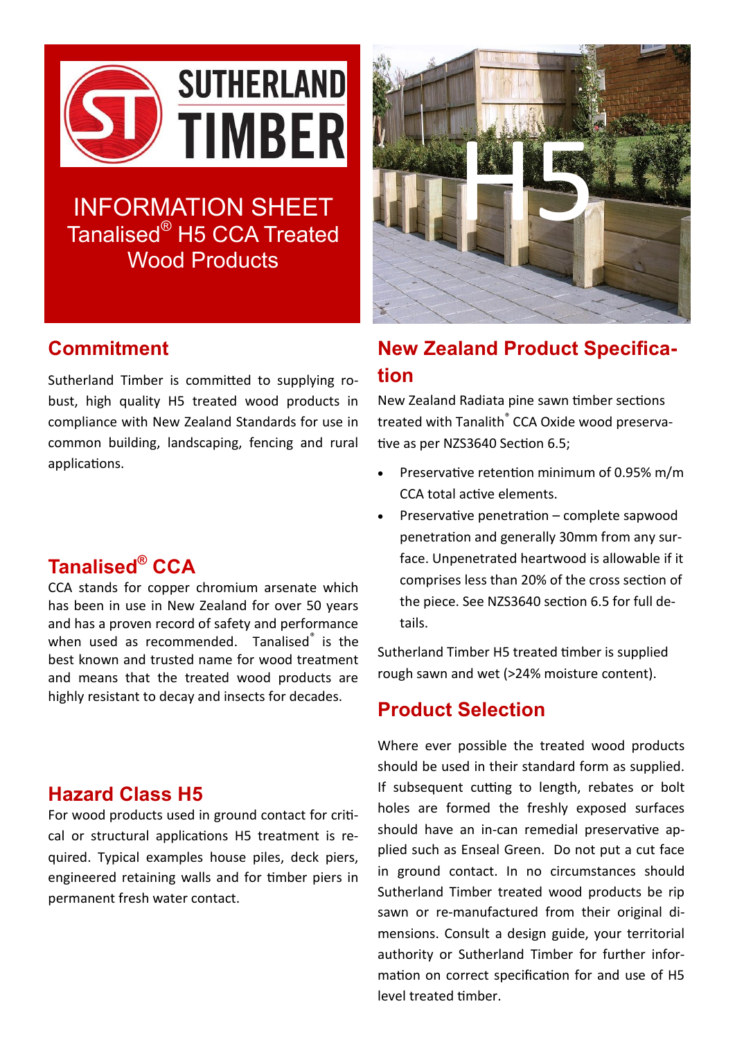# SUTHERLAND TIMBER

## INFORMATION SHEET

## Tanalised® H5 CCA Treated Wood Products

## Commitment

Sutherland Timber is committed to supplying robust, high quality H5 treated wood products in compliance with New Zealand Standards for use in common building, landscaping, fencing and rural applications.

## Tanalised® CCA

CCA stands for copper chromium arsenate which has been in use in New Zealand for over 50 years and has a proven record of safety and performance when used as recommended. Tanalised® is the best known and trusted name for wood treatment and means that the treated wood products are highly resistant to decay and insects for decades.

## Hazard Class H5

For wood products used in ground contact for critical or structural applications H5 treatment is required. Typical examples house piles, deck piers, engineered retaining walls and for timber piers in permanent fresh water contact.

## New Zealand Product Specification

New Zealand Radiata pine sawn timber sections treated with Tanalith® CCA Oxide wood preservative as per NZS3640 Section 6.5;

- Preservative retention minimum of 0.95% m/m CCA total active elements.
- Preservative penetration – complete sapwood penetration and generally 30mm from any surface. Unpenetrated heartwood is allowable if it comprises less than 20% of the cross section of the piece. See NZS3640 section 6.5 for full details.

Sutherland Timber H5 treated timber is supplied rough sawn and wet (>24% moisture content).

## Product Selection

Where ever possible the treated wood products should be used in their standard form as supplied. If subsequent cutting to length, rebates or bolt holes are formed the freshly exposed surfaces should have an in-can remedial preservative applied such as Enseal Green. Do not put a cut face in ground contact. In no circumstances should Sutherland Timber treated wood products be rip sawn or re-manufactured from their original dimensions. Consult a design guide, your territorial authority or Sutherland Timber for further information on correct specification for and use of H5 level treated timber.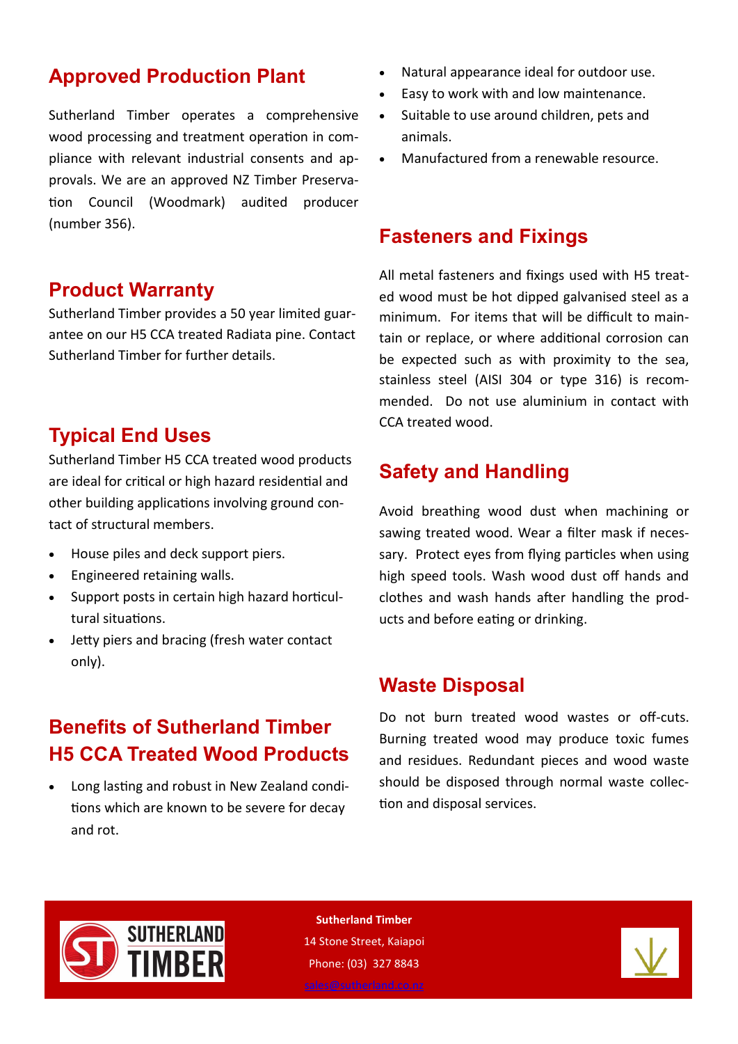## Approved Production Plant

Sutherland Timber operates a comprehensive wood processing and treatment operation in compliance with relevant industrial consents and approvals. We are an approved NZ Timber Preservation Council (Woodmark) audited producer (number 356).

## Product Warranty

Sutherland Timber provides a 50 year limited guarantee on our H5 CCA treated Radiata pine. Contact Sutherland Timber for further details.

## Typical End Uses

Sutherland Timber H5 CCA treated wood products are ideal for critical or high hazard residential and other building applications involving ground contact of structural members.

- House piles and deck support piers.
- Engineered retaining walls.
- Support posts in certain high hazard horticultural situations.
- Jetty piers and bracing (fresh water contact only).

## Benefits of Sutherland Timber H5 CCA Treated Wood Products

- Long lasting and robust in New Zealand conditions which are known to be severe for decay and rot.
- Natural appearance ideal for outdoor use.
- Easy to work with and low maintenance.
- Suitable to use around children, pets and animals.
- Manufactured from a renewable resource.

## Fasteners and Fixings

All metal fasteners and fixings used with H5 treated wood must be hot dipped galvanised steel as a minimum. For items that will be difficult to maintain or replace, or where additional corrosion can be expected such as with proximity to the sea, stainless steel (AISI 304 or type 316) is recommended. Do not use aluminium in contact with CCA treated wood.

## Safety and Handling

Avoid breathing wood dust when machining or sawing treated wood. Wear a filter mask if necessary. Protect eyes from flying particles when using high speed tools. Wash wood dust off hands and clothes and wash hands after handling the products and before eating or drinking.

## Waste Disposal

Do not burn treated wood wastes or off-cuts. Burning treated wood may produce toxic fumes and residues. Redundant pieces and wood waste should be disposed through normal waste collection and disposal services.

**Sutherland Timber**
14 Stone Street, Kaiapoi
Phone: (03) 327 8843
sales@sutherland.co.nz